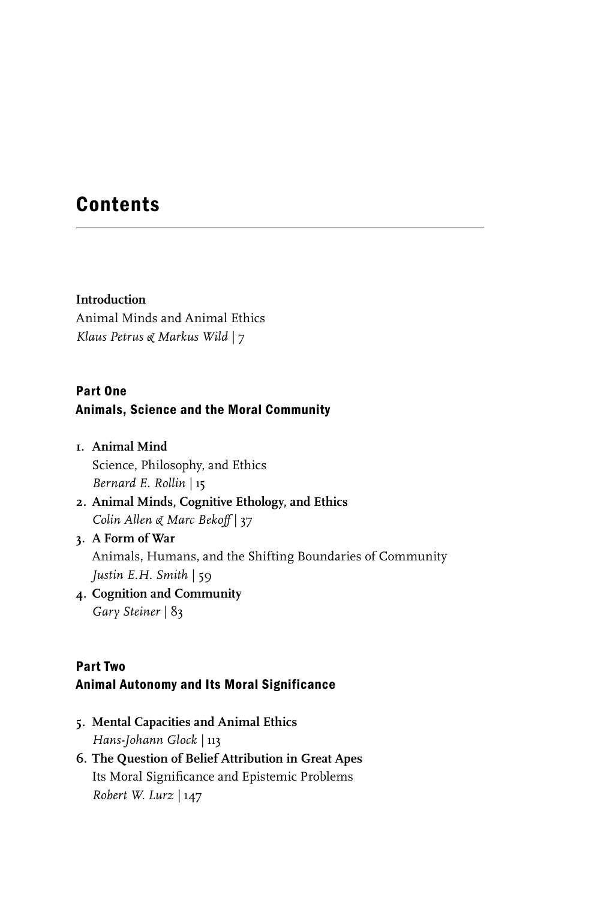# Contents

**Introduction**
Animal Minds and Animal Ethics
*Klaus Petrus & Markus Wild* | 7

## Part One
## Animals, Science and the Moral Community

1. **Animal Mind**
   Science, Philosophy, and Ethics
   *Bernard E. Rollin* | 15
2. **Animal Minds, Cognitive Ethology, and Ethics**
   *Colin Allen & Marc Bekoff* | 37
3. **A Form of War**
   Animals, Humans, and the Shifting Boundaries of Community
   *Justin E.H. Smith* | 59
4. **Cognition and Community**
   *Gary Steiner* | 83

## Part Two
## Animal Autonomy and Its Moral Significance

5. **Mental Capacities and Animal Ethics**
   *Hans-Johann Glock* | 113
6. **The Question of Belief Attribution in Great Apes**
   Its Moral Significance and Epistemic Problems
   *Robert W. Lurz* | 147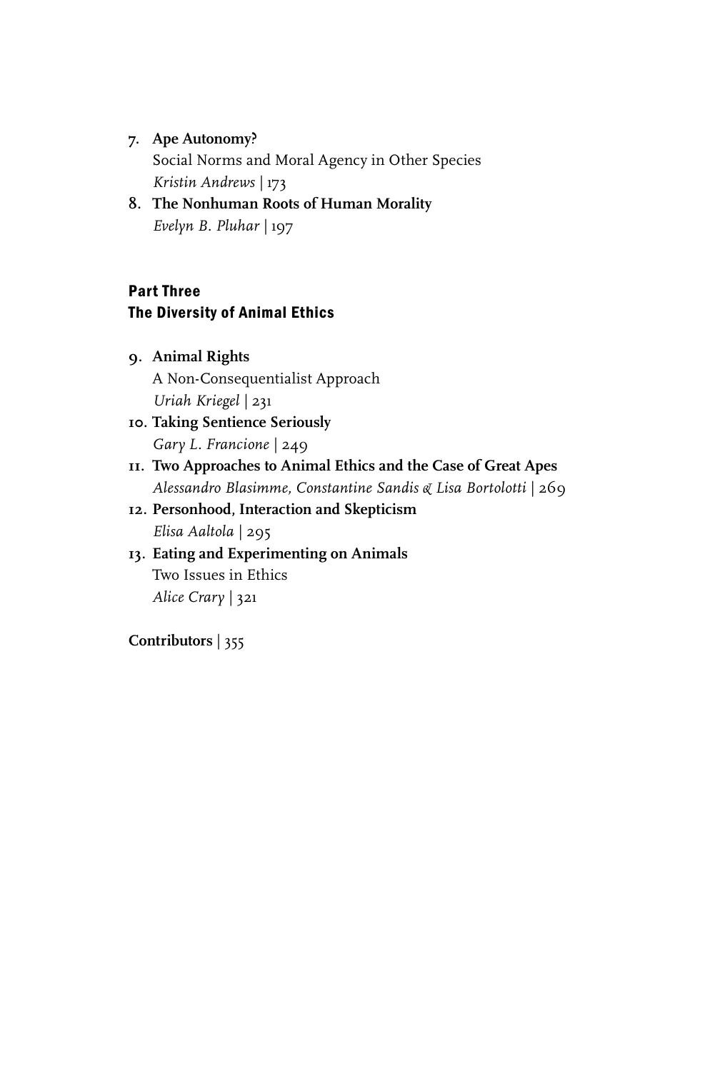7. **Ape Autonomy?**
   Social Norms and Moral Agency in Other Species
   *Kristin Andrews* | 173
8. **The Nonhuman Roots of Human Morality**
   *Evelyn B. Pluhar* | 197

## Part Three
## The Diversity of Animal Ethics

9. **Animal Rights**
   A Non-Consequentialist Approach
   *Uriah Kriegel* | 231
10. **Taking Sentience Seriously**
    *Gary L. Francione* | 249
11. **Two Approaches to Animal Ethics and the Case of Great Apes**
    *Alessandro Blasimme, Constantine Sandis & Lisa Bortolotti* | 269
12. **Personhood, Interaction and Skepticism**
    *Elisa Aaltola* | 295
13. **Eating and Experimenting on Animals**
    Two Issues in Ethics
    *Alice Crary* | 321

**Contributors** | 355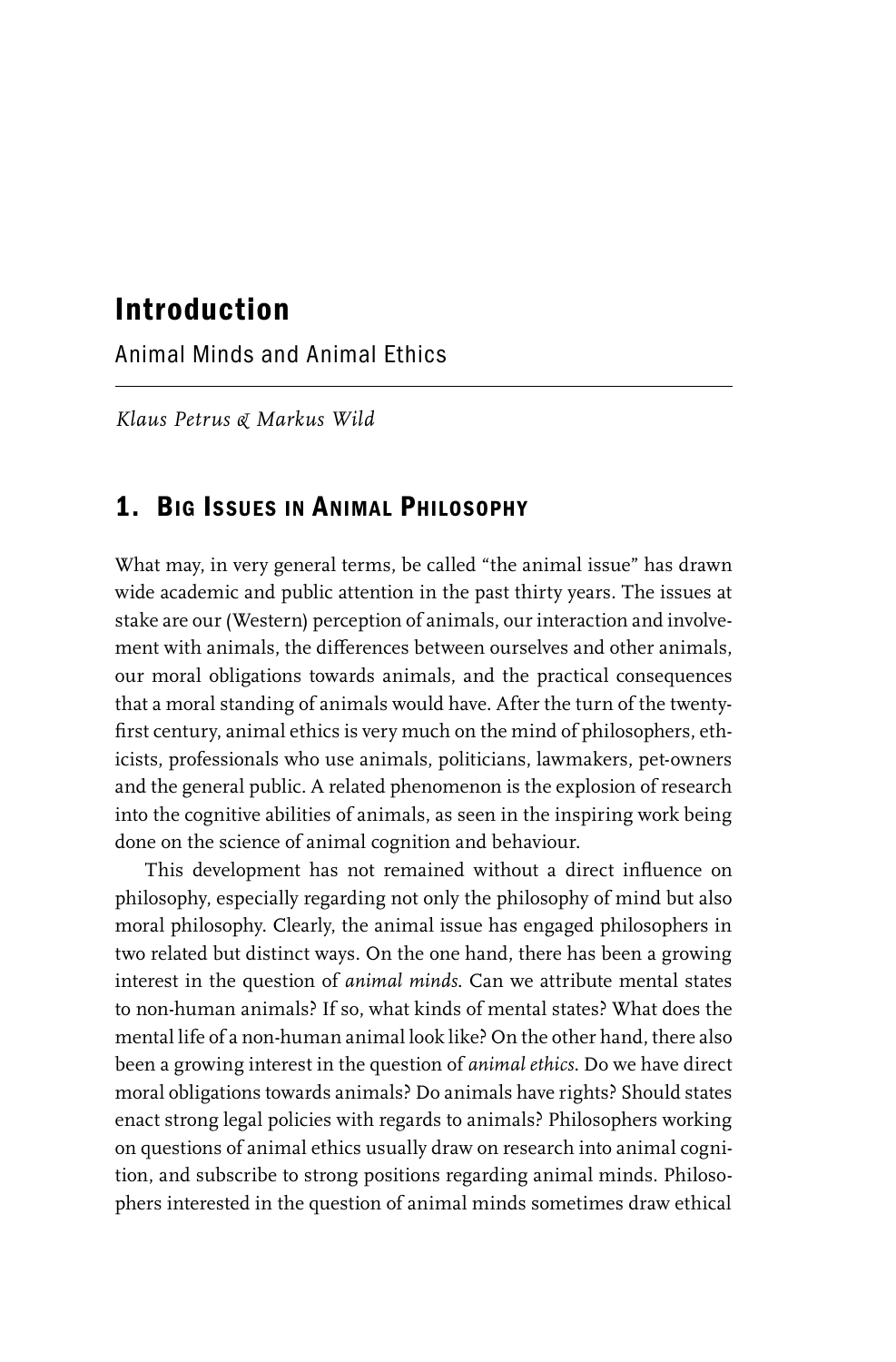# Introduction

Animal Minds and Animal Ethics

*Klaus Petrus & Markus Wild*

## 1. Big Issues in Animal Philosophy

What may, in very general terms, be called "the animal issue" has drawn wide academic and public attention in the past thirty years. The issues at stake are our (Western) perception of animals, our interaction and involvement with animals, the differences between ourselves and other animals, our moral obligations towards animals, and the practical consequences that a moral standing of animals would have. After the turn of the twenty-first century, animal ethics is very much on the mind of philosophers, ethicists, professionals who use animals, politicians, lawmakers, pet-owners and the general public. A related phenomenon is the explosion of research into the cognitive abilities of animals, as seen in the inspiring work being done on the science of animal cognition and behaviour.

This development has not remained without a direct influence on philosophy, especially regarding not only the philosophy of mind but also moral philosophy. Clearly, the animal issue has engaged philosophers in two related but distinct ways. On the one hand, there has been a growing interest in the question of *animal minds*. Can we attribute mental states to non-human animals? If so, what kinds of mental states? What does the mental life of a non-human animal look like? On the other hand, there also been a growing interest in the question of *animal ethics*. Do we have direct moral obligations towards animals? Do animals have rights? Should states enact strong legal policies with regards to animals? Philosophers working on questions of animal ethics usually draw on research into animal cognition, and subscribe to strong positions regarding animal minds. Philosophers interested in the question of animal minds sometimes draw ethical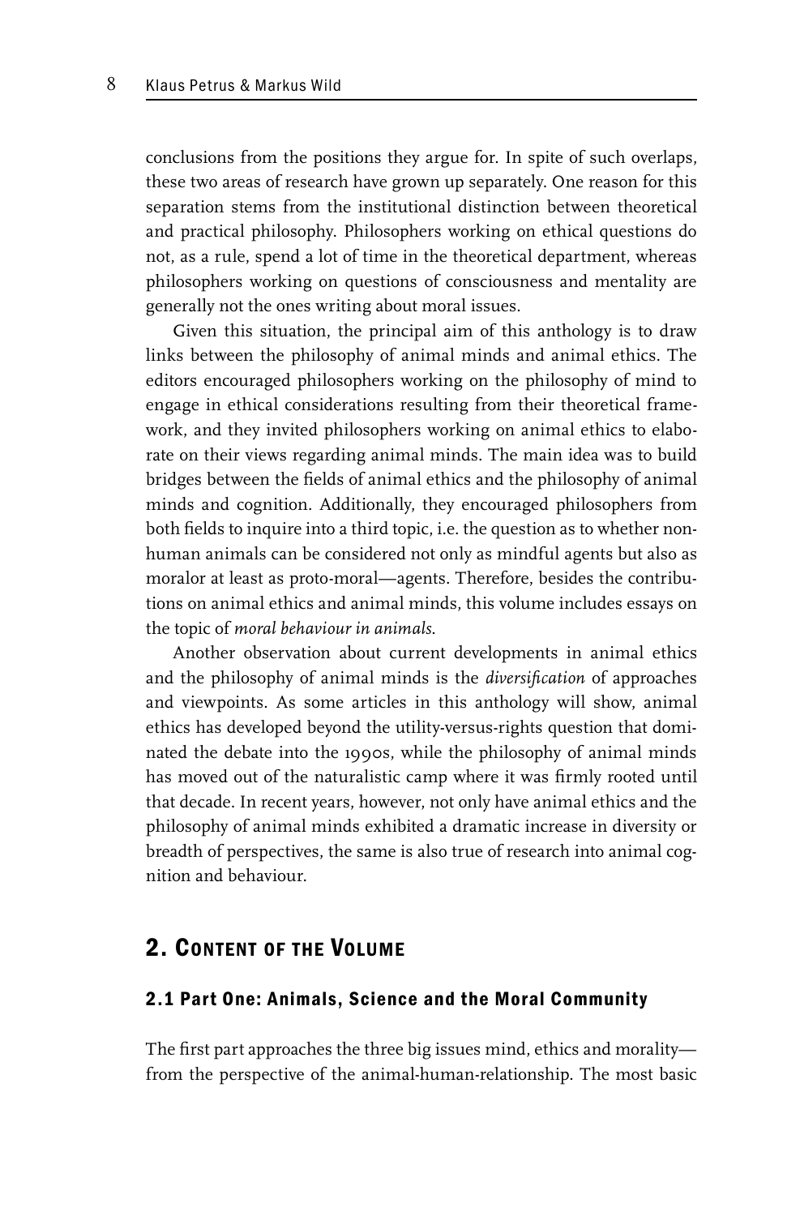conclusions from the positions they argue for. In spite of such overlaps, these two areas of research have grown up separately. One reason for this separation stems from the institutional distinction between theoretical and practical philosophy. Philosophers working on ethical questions do not, as a rule, spend a lot of time in the theoretical department, whereas philosophers working on questions of consciousness and mentality are generally not the ones writing about moral issues.

Given this situation, the principal aim of this anthology is to draw links between the philosophy of animal minds and animal ethics. The editors encouraged philosophers working on the philosophy of mind to engage in ethical considerations resulting from their theoretical framework, and they invited philosophers working on animal ethics to elaborate on their views regarding animal minds. The main idea was to build bridges between the fields of animal ethics and the philosophy of animal minds and cognition. Additionally, they encouraged philosophers from both fields to inquire into a third topic, i.e. the question as to whether nonhuman animals can be considered not only as mindful agents but also as moralor at least as proto-moral—agents. Therefore, besides the contributions on animal ethics and animal minds, this volume includes essays on the topic of *moral behaviour in animals*.

Another observation about current developments in animal ethics and the philosophy of animal minds is the *diversification* of approaches and viewpoints. As some articles in this anthology will show, animal ethics has developed beyond the utility-versus-rights question that dominated the debate into the 1990s, while the philosophy of animal minds has moved out of the naturalistic camp where it was firmly rooted until that decade. In recent years, however, not only have animal ethics and the philosophy of animal minds exhibited a dramatic increase in diversity or breadth of perspectives, the same is also true of research into animal cognition and behaviour.

## 2. Content of the Volume

### 2.1 Part One: Animals, Science and the Moral Community

The first part approaches the three big issues mind, ethics and morality—from the perspective of the animal-human-relationship. The most basic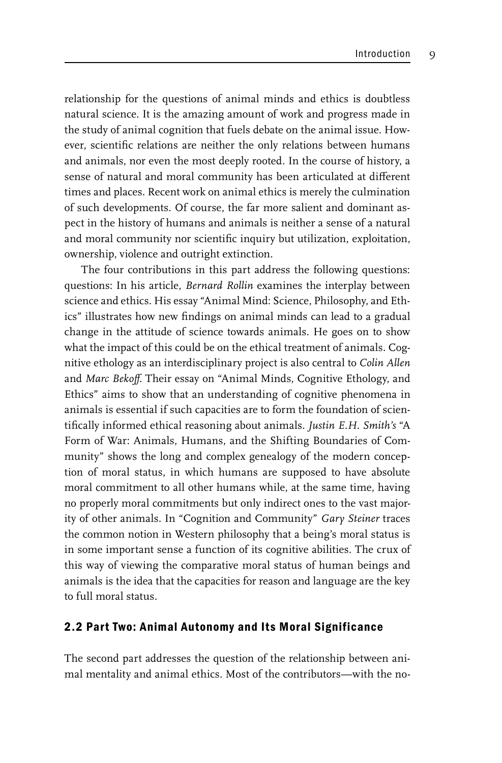relationship for the questions of animal minds and ethics is doubtless natural science. It is the amazing amount of work and progress made in the study of animal cognition that fuels debate on the animal issue. However, scientific relations are neither the only relations between humans and animals, nor even the most deeply rooted. In the course of history, a sense of natural and moral community has been articulated at different times and places. Recent work on animal ethics is merely the culmination of such developments. Of course, the far more salient and dominant aspect in the history of humans and animals is neither a sense of a natural and moral community nor scientific inquiry but utilization, exploitation, ownership, violence and outright extinction.

The four contributions in this part address the following questions: questions: In his article, *Bernard Rollin* examines the interplay between science and ethics. His essay "Animal Mind: Science, Philosophy, and Ethics" illustrates how new findings on animal minds can lead to a gradual change in the attitude of science towards animals. He goes on to show what the impact of this could be on the ethical treatment of animals. Cognitive ethology as an interdisciplinary project is also central to *Colin Allen* and *Marc Bekoff*. Their essay on "Animal Minds, Cognitive Ethology, and Ethics" aims to show that an understanding of cognitive phenomena in animals is essential if such capacities are to form the foundation of scientifically informed ethical reasoning about animals. *Justin E.H. Smith's* "A Form of War: Animals, Humans, and the Shifting Boundaries of Community" shows the long and complex genealogy of the modern conception of moral status, in which humans are supposed to have absolute moral commitment to all other humans while, at the same time, having no properly moral commitments but only indirect ones to the vast majority of other animals. In "Cognition and Community" *Gary Steiner* traces the common notion in Western philosophy that a being's moral status is in some important sense a function of its cognitive abilities. The crux of this way of viewing the comparative moral status of human beings and animals is the idea that the capacities for reason and language are the key to full moral status.

## 2.2 Part Two: Animal Autonomy and Its Moral Significance

The second part addresses the question of the relationship between animal mentality and animal ethics. Most of the contributors—with the no-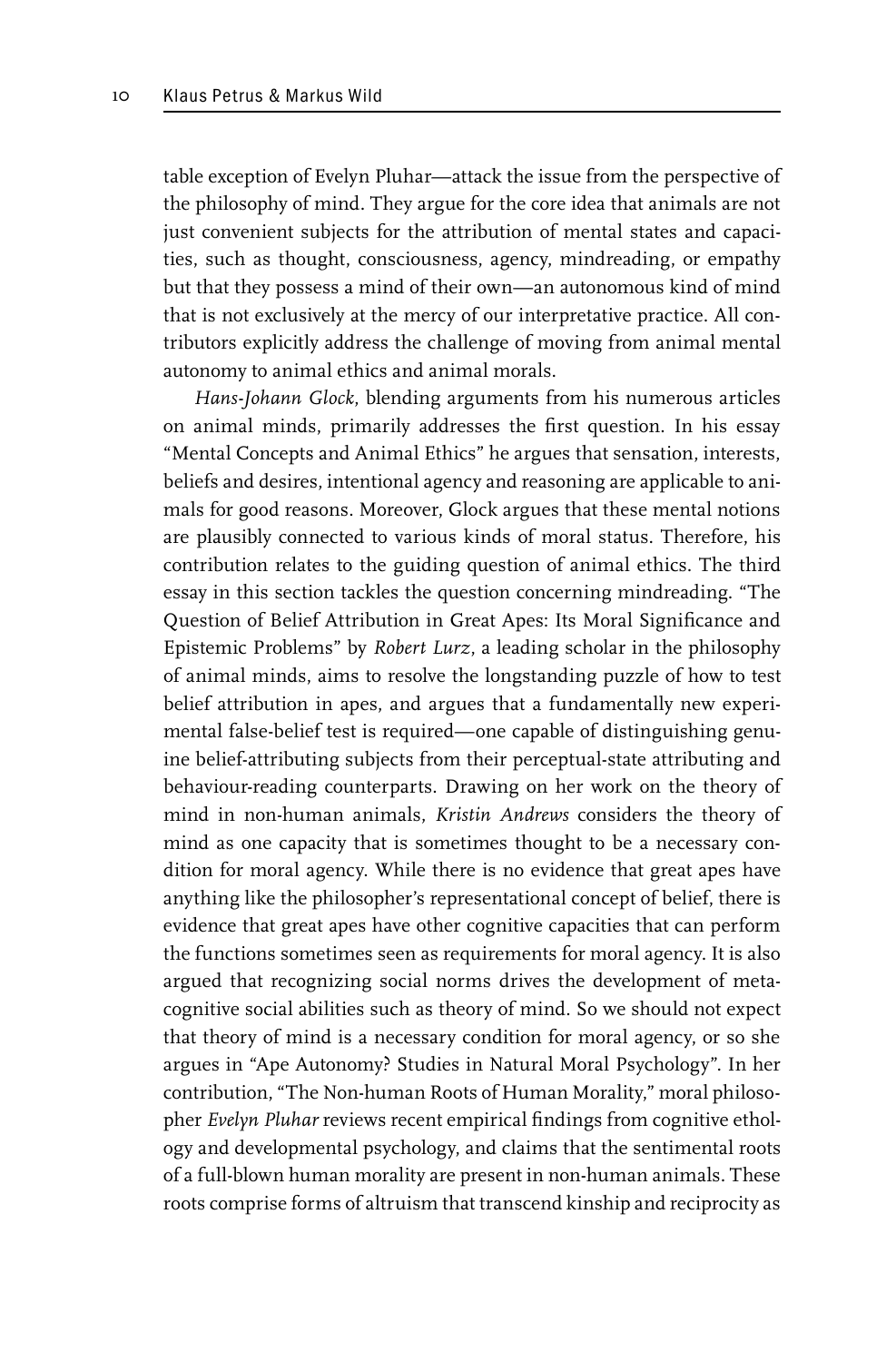table exception of Evelyn Pluhar—attack the issue from the perspective of the philosophy of mind. They argue for the core idea that animals are not just convenient subjects for the attribution of mental states and capacities, such as thought, consciousness, agency, mindreading, or empathy but that they possess a mind of their own—an autonomous kind of mind that is not exclusively at the mercy of our interpretative practice. All contributors explicitly address the challenge of moving from animal mental autonomy to animal ethics and animal morals.

*Hans-Johann Glock*, blending arguments from his numerous articles on animal minds, primarily addresses the first question. In his essay "Mental Concepts and Animal Ethics" he argues that sensation, interests, beliefs and desires, intentional agency and reasoning are applicable to animals for good reasons. Moreover, Glock argues that these mental notions are plausibly connected to various kinds of moral status. Therefore, his contribution relates to the guiding question of animal ethics. The third essay in this section tackles the question concerning mindreading. "The Question of Belief Attribution in Great Apes: Its Moral Significance and Epistemic Problems" by *Robert Lurz*, a leading scholar in the philosophy of animal minds, aims to resolve the longstanding puzzle of how to test belief attribution in apes, and argues that a fundamentally new experimental false-belief test is required—one capable of distinguishing genuine belief-attributing subjects from their perceptual-state attributing and behaviour-reading counterparts. Drawing on her work on the theory of mind in non-human animals, *Kristin Andrews* considers the theory of mind as one capacity that is sometimes thought to be a necessary condition for moral agency. While there is no evidence that great apes have anything like the philosopher's representational concept of belief, there is evidence that great apes have other cognitive capacities that can perform the functions sometimes seen as requirements for moral agency. It is also argued that recognizing social norms drives the development of metacognitive social abilities such as theory of mind. So we should not expect that theory of mind is a necessary condition for moral agency, or so she argues in "Ape Autonomy? Studies in Natural Moral Psychology". In her contribution, "The Non-human Roots of Human Morality," moral philosopher *Evelyn Pluhar* reviews recent empirical findings from cognitive ethology and developmental psychology, and claims that the sentimental roots of a full-blown human morality are present in non-human animals. These roots comprise forms of altruism that transcend kinship and reciprocity as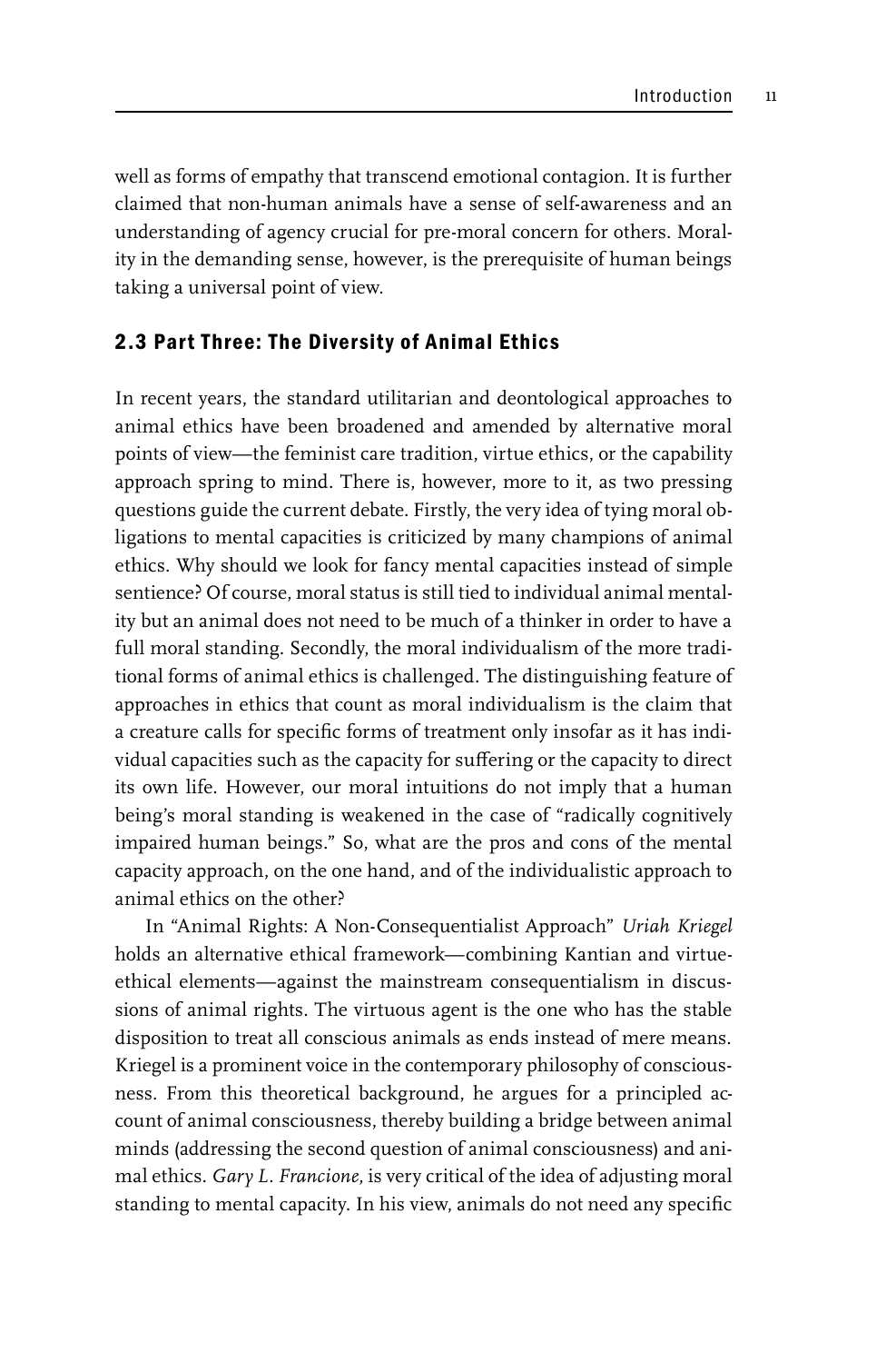well as forms of empathy that transcend emotional contagion. It is further claimed that non-human animals have a sense of self-awareness and an understanding of agency crucial for pre-moral concern for others. Morality in the demanding sense, however, is the prerequisite of human beings taking a universal point of view.

### 2.3 Part Three: The Diversity of Animal Ethics

In recent years, the standard utilitarian and deontological approaches to animal ethics have been broadened and amended by alternative moral points of view—the feminist care tradition, virtue ethics, or the capability approach spring to mind. There is, however, more to it, as two pressing questions guide the current debate. Firstly, the very idea of tying moral obligations to mental capacities is criticized by many champions of animal ethics. Why should we look for fancy mental capacities instead of simple sentience? Of course, moral status is still tied to individual animal mentality but an animal does not need to be much of a thinker in order to have a full moral standing. Secondly, the moral individualism of the more traditional forms of animal ethics is challenged. The distinguishing feature of approaches in ethics that count as moral individualism is the claim that a creature calls for specific forms of treatment only insofar as it has individual capacities such as the capacity for suffering or the capacity to direct its own life. However, our moral intuitions do not imply that a human being's moral standing is weakened in the case of "radically cognitively impaired human beings." So, what are the pros and cons of the mental capacity approach, on the one hand, and of the individualistic approach to animal ethics on the other?

In "Animal Rights: A Non-Consequentialist Approach" *Uriah Kriegel* holds an alternative ethical framework—combining Kantian and virtue-ethical elements—against the mainstream consequentialism in discussions of animal rights. The virtuous agent is the one who has the stable disposition to treat all conscious animals as ends instead of mere means. Kriegel is a prominent voice in the contemporary philosophy of consciousness. From this theoretical background, he argues for a principled account of animal consciousness, thereby building a bridge between animal minds (addressing the second question of animal consciousness) and animal ethics. *Gary L. Francione*, is very critical of the idea of adjusting moral standing to mental capacity. In his view, animals do not need any specific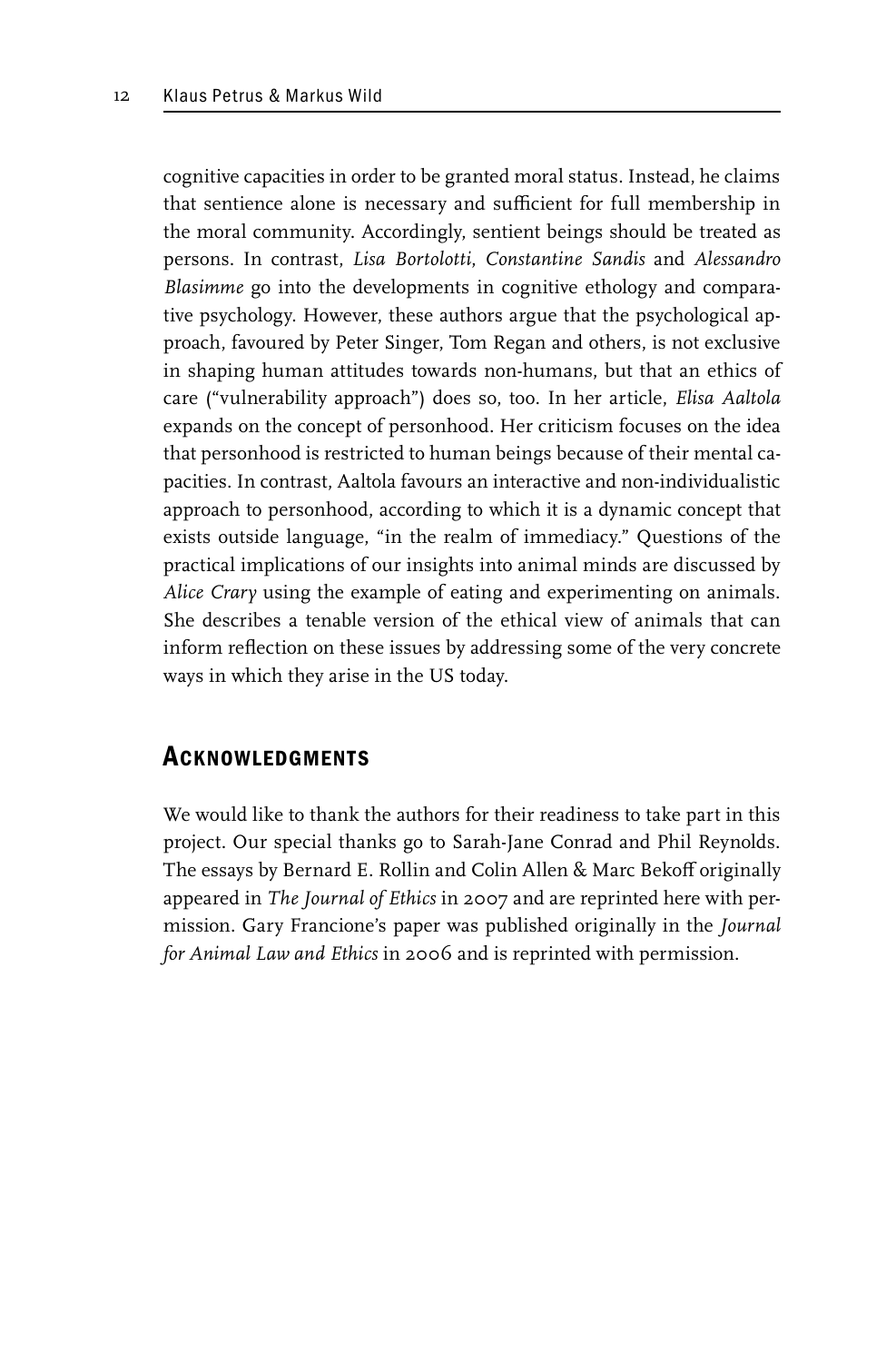cognitive capacities in order to be granted moral status. Instead, he claims that sentience alone is necessary and sufficient for full membership in the moral community. Accordingly, sentient beings should be treated as persons. In contrast, *Lisa Bortolotti*, *Constantine Sandis* and *Alessandro Blasimme* go into the developments in cognitive ethology and comparative psychology. However, these authors argue that the psychological approach, favoured by Peter Singer, Tom Regan and others, is not exclusive in shaping human attitudes towards non-humans, but that an ethics of care ("vulnerability approach") does so, too. In her article, *Elisa Aaltola* expands on the concept of personhood. Her criticism focuses on the idea that personhood is restricted to human beings because of their mental capacities. In contrast, Aaltola favours an interactive and non-individualistic approach to personhood, according to which it is a dynamic concept that exists outside language, "in the realm of immediacy." Questions of the practical implications of our insights into animal minds are discussed by *Alice Crary* using the example of eating and experimenting on animals. She describes a tenable version of the ethical view of animals that can inform reflection on these issues by addressing some of the very concrete ways in which they arise in the US today.

## Acknowledgments

We would like to thank the authors for their readiness to take part in this project. Our special thanks go to Sarah-Jane Conrad and Phil Reynolds. The essays by Bernard E. Rollin and Colin Allen & Marc Bekoff originally appeared in *The Journal of Ethics* in 2007 and are reprinted here with permission. Gary Francione's paper was published originally in the *Journal for Animal Law and Ethics* in 2006 and is reprinted with permission.